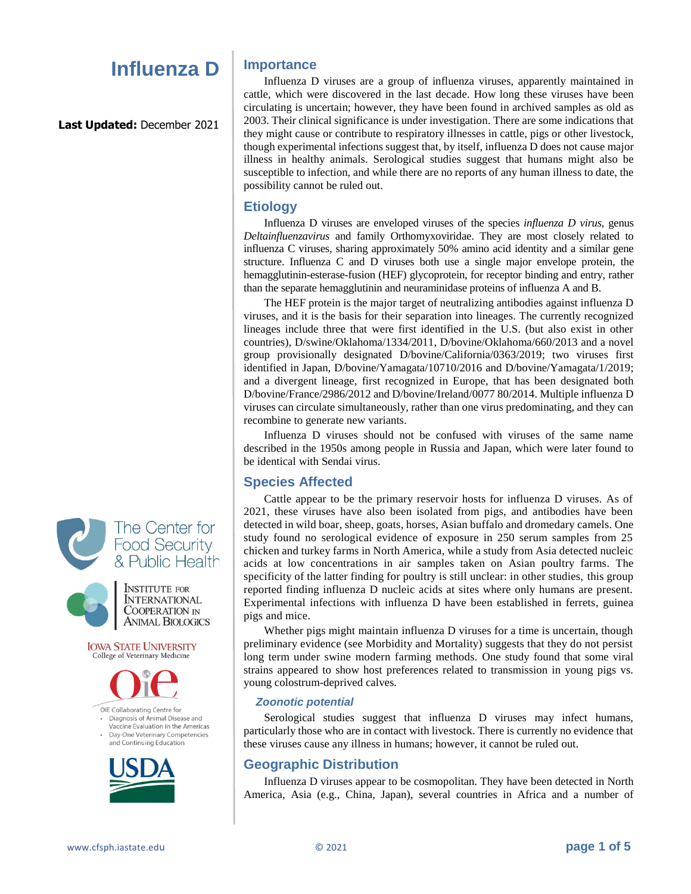# Influenza D

**Last Updated:** December 2021

The Center for Food Security & Public Health

Institute for International Cooperation in Animal Biologics

Iowa State University College of Veterinary Medicine

OIE Collaborating Centre for
- Diagnosis of Animal Disease and Vaccine Evaluation in the Americas
- Day-One Veterinary Competencies and Continuing Education

USDA

## Importance

Influenza D viruses are a group of influenza viruses, apparently maintained in cattle, which were discovered in the last decade. How long these viruses have been circulating is uncertain; however, they have been found in archived samples as old as 2003. Their clinical significance is under investigation. There are some indications that they might cause or contribute to respiratory illnesses in cattle, pigs or other livestock, though experimental infections suggest that, by itself, influenza D does not cause major illness in healthy animals. Serological studies suggest that humans might also be susceptible to infection, and while there are no reports of any human illness to date, the possibility cannot be ruled out.

## Etiology

Influenza D viruses are enveloped viruses of the species *influenza D virus*, genus *Deltainfluenzavirus* and family Orthomyxoviridae. They are most closely related to influenza C viruses, sharing approximately 50% amino acid identity and a similar gene structure. Influenza C and D viruses both use a single major envelope protein, the hemagglutinin-esterase-fusion (HEF) glycoprotein, for receptor binding and entry, rather than the separate hemagglutinin and neuraminidase proteins of influenza A and B.

The HEF protein is the major target of neutralizing antibodies against influenza D viruses, and it is the basis for their separation into lineages. The currently recognized lineages include three that were first identified in the U.S. (but also exist in other countries), D/swine/Oklahoma/1334/2011, D/bovine/Oklahoma/660/2013 and a novel group provisionally designated D/bovine/California/0363/2019; two viruses first identified in Japan, D/bovine/Yamagata/10710/2016 and D/bovine/Yamagata/1/2019; and a divergent lineage, first recognized in Europe, that has been designated both D/bovine/France/2986/2012 and D/bovine/Ireland/0077 80/2014. Multiple influenza D viruses can circulate simultaneously, rather than one virus predominating, and they can recombine to generate new variants.

Influenza D viruses should not be confused with viruses of the same name described in the 1950s among people in Russia and Japan, which were later found to be identical with Sendai virus.

## Species Affected

Cattle appear to be the primary reservoir hosts for influenza D viruses. As of 2021, these viruses have also been isolated from pigs, and antibodies have been detected in wild boar, sheep, goats, horses, Asian buffalo and dromedary camels. One study found no serological evidence of exposure in 250 serum samples from 25 chicken and turkey farms in North America, while a study from Asia detected nucleic acids at low concentrations in air samples taken on Asian poultry farms. The specificity of the latter finding for poultry is still unclear: in other studies, this group reported finding influenza D nucleic acids at sites where only humans are present. Experimental infections with influenza D have been established in ferrets, guinea pigs and mice.

Whether pigs might maintain influenza D viruses for a time is uncertain, though preliminary evidence (see Morbidity and Mortality) suggests that they do not persist long term under swine modern farming methods. One study found that some viral strains appeared to show host preferences related to transmission in young pigs vs. young colostrum-deprived calves.

### Zoonotic potential

Serological studies suggest that influenza D viruses may infect humans, particularly those who are in contact with livestock. There is currently no evidence that these viruses cause any illness in humans; however, it cannot be ruled out.

## Geographic Distribution

Influenza D viruses appear to be cosmopolitan. They have been detected in North America, Asia (e.g., China, Japan), several countries in Africa and a number of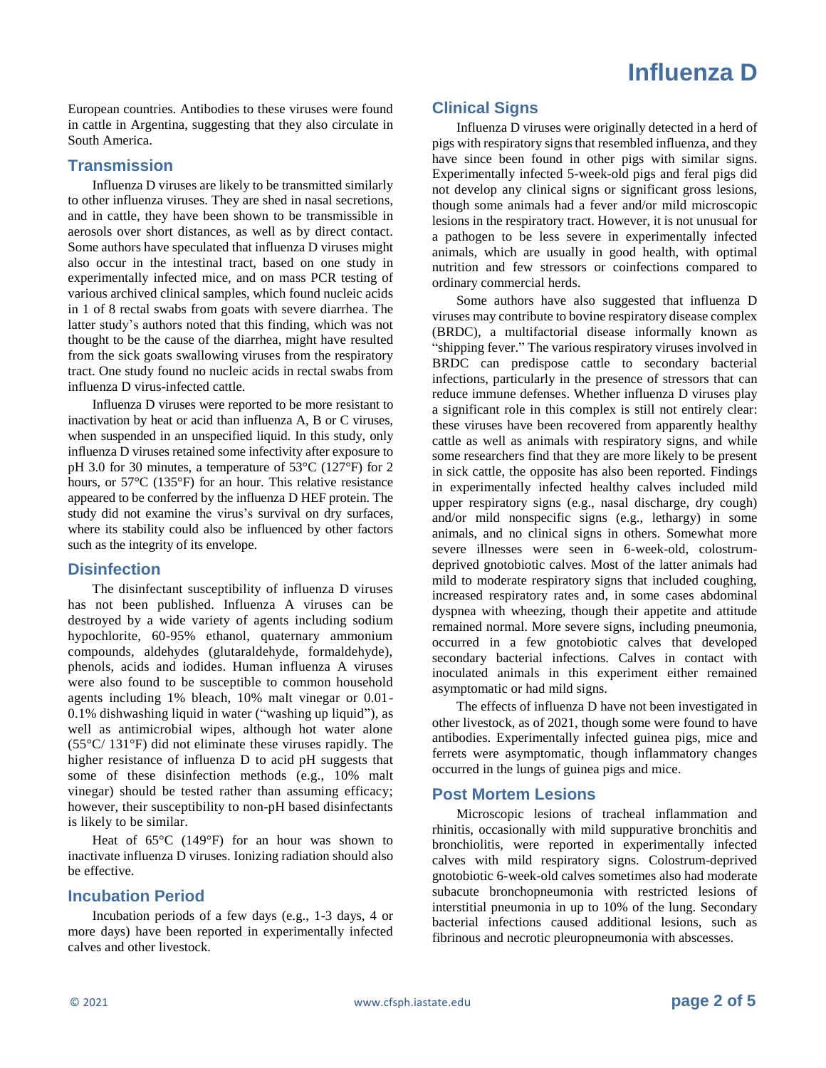European countries. Antibodies to these viruses were found in cattle in Argentina, suggesting that they also circulate in South America.

## Transmission

Influenza D viruses are likely to be transmitted similarly to other influenza viruses. They are shed in nasal secretions, and in cattle, they have been shown to be transmissible in aerosols over short distances, as well as by direct contact. Some authors have speculated that influenza D viruses might also occur in the intestinal tract, based on one study in experimentally infected mice, and on mass PCR testing of various archived clinical samples, which found nucleic acids in 1 of 8 rectal swabs from goats with severe diarrhea. The latter study's authors noted that this finding, which was not thought to be the cause of the diarrhea, might have resulted from the sick goats swallowing viruses from the respiratory tract. One study found no nucleic acids in rectal swabs from influenza D virus-infected cattle.

Influenza D viruses were reported to be more resistant to inactivation by heat or acid than influenza A, B or C viruses, when suspended in an unspecified liquid. In this study, only influenza D viruses retained some infectivity after exposure to pH 3.0 for 30 minutes, a temperature of 53°C (127°F) for 2 hours, or 57°C (135°F) for an hour. This relative resistance appeared to be conferred by the influenza D HEF protein. The study did not examine the virus's survival on dry surfaces, where its stability could also be influenced by other factors such as the integrity of its envelope.

## Disinfection

The disinfectant susceptibility of influenza D viruses has not been published. Influenza A viruses can be destroyed by a wide variety of agents including sodium hypochlorite, 60-95% ethanol, quaternary ammonium compounds, aldehydes (glutaraldehyde, formaldehyde), phenols, acids and iodides. Human influenza A viruses were also found to be susceptible to common household agents including 1% bleach, 10% malt vinegar or 0.01-0.1% dishwashing liquid in water ("washing up liquid"), as well as antimicrobial wipes, although hot water alone (55°C/ 131°F) did not eliminate these viruses rapidly. The higher resistance of influenza D to acid pH suggests that some of these disinfection methods (e.g., 10% malt vinegar) should be tested rather than assuming efficacy; however, their susceptibility to non-pH based disinfectants is likely to be similar.

Heat of 65°C (149°F) for an hour was shown to inactivate influenza D viruses. Ionizing radiation should also be effective.

## Incubation Period

Incubation periods of a few days (e.g., 1-3 days, 4 or more days) have been reported in experimentally infected calves and other livestock.

## Clinical Signs

Influenza D viruses were originally detected in a herd of pigs with respiratory signs that resembled influenza, and they have since been found in other pigs with similar signs. Experimentally infected 5-week-old pigs and feral pigs did not develop any clinical signs or significant gross lesions, though some animals had a fever and/or mild microscopic lesions in the respiratory tract. However, it is not unusual for a pathogen to be less severe in experimentally infected animals, which are usually in good health, with optimal nutrition and few stressors or coinfections compared to ordinary commercial herds.

Some authors have also suggested that influenza D viruses may contribute to bovine respiratory disease complex (BRDC), a multifactorial disease informally known as "shipping fever." The various respiratory viruses involved in BRDC can predispose cattle to secondary bacterial infections, particularly in the presence of stressors that can reduce immune defenses. Whether influenza D viruses play a significant role in this complex is still not entirely clear: these viruses have been recovered from apparently healthy cattle as well as animals with respiratory signs, and while some researchers find that they are more likely to be present in sick cattle, the opposite has also been reported. Findings in experimentally infected healthy calves included mild upper respiratory signs (e.g., nasal discharge, dry cough) and/or mild nonspecific signs (e.g., lethargy) in some animals, and no clinical signs in others. Somewhat more severe illnesses were seen in 6-week-old, colostrum-deprived gnotobiotic calves. Most of the latter animals had mild to moderate respiratory signs that included coughing, increased respiratory rates and, in some cases abdominal dyspnea with wheezing, though their appetite and attitude remained normal. More severe signs, including pneumonia, occurred in a few gnotobiotic calves that developed secondary bacterial infections. Calves in contact with inoculated animals in this experiment either remained asymptomatic or had mild signs.

The effects of influenza D have not been investigated in other livestock, as of 2021, though some were found to have antibodies. Experimentally infected guinea pigs, mice and ferrets were asymptomatic, though inflammatory changes occurred in the lungs of guinea pigs and mice.

## Post Mortem Lesions

Microscopic lesions of tracheal inflammation and rhinitis, occasionally with mild suppurative bronchitis and bronchiolitis, were reported in experimentally infected calves with mild respiratory signs. Colostrum-deprived gnotobiotic 6-week-old calves sometimes also had moderate subacute bronchopneumonia with restricted lesions of interstitial pneumonia in up to 10% of the lung. Secondary bacterial infections caused additional lesions, such as fibrinous and necrotic pleuropneumonia with abscesses.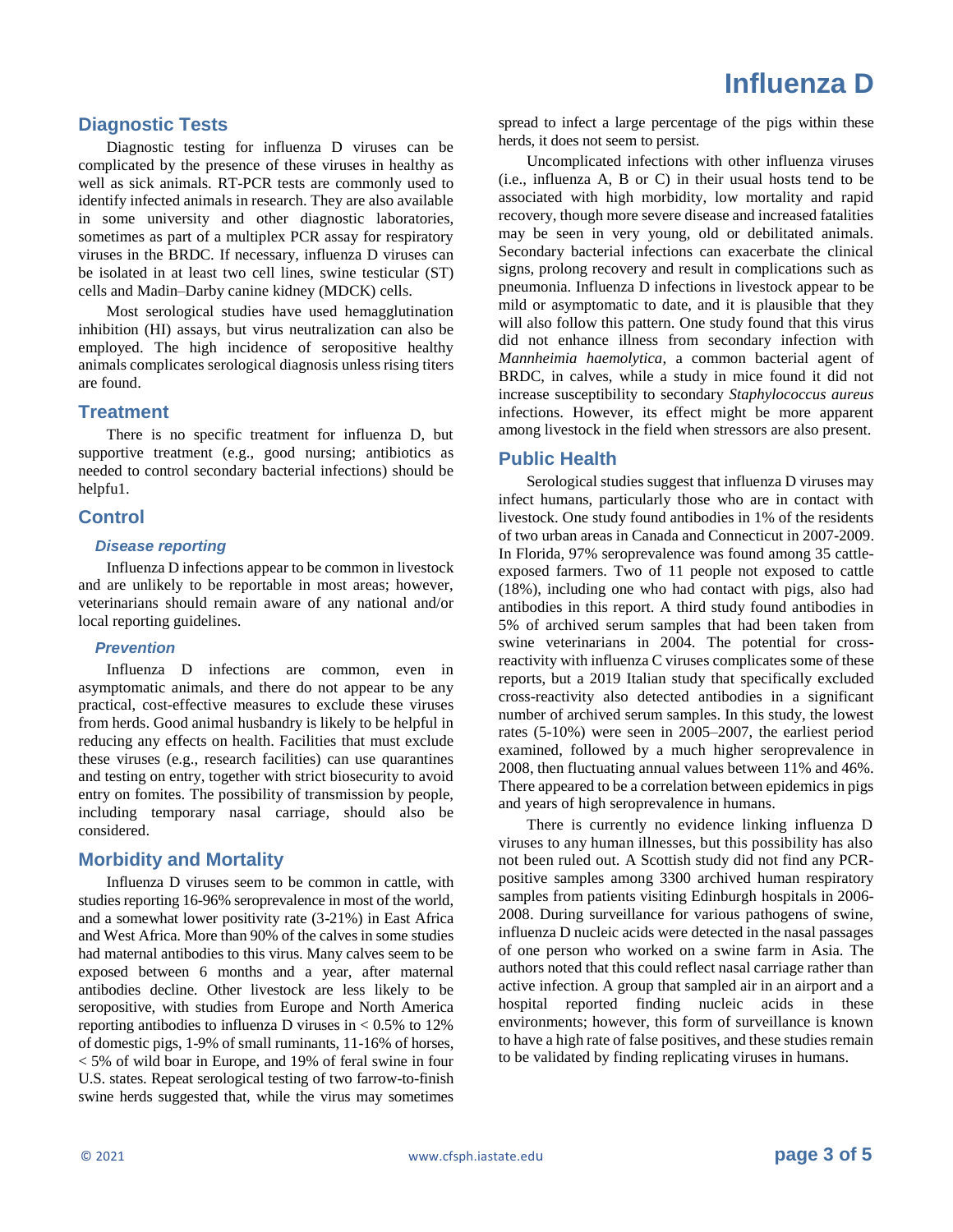## Diagnostic Tests

Diagnostic testing for influenza D viruses can be complicated by the presence of these viruses in healthy as well as sick animals. RT-PCR tests are commonly used to identify infected animals in research. They are also available in some university and other diagnostic laboratories, sometimes as part of a multiplex PCR assay for respiratory viruses in the BRDC. If necessary, influenza D viruses can be isolated in at least two cell lines, swine testicular (ST) cells and Madin–Darby canine kidney (MDCK) cells.

Most serological studies have used hemagglutination inhibition (HI) assays, but virus neutralization can also be employed. The high incidence of seropositive healthy animals complicates serological diagnosis unless rising titers are found.

## Treatment

There is no specific treatment for influenza D, but supportive treatment (e.g., good nursing; antibiotics as needed to control secondary bacterial infections) should be helpfu1.

## Control

### Disease reporting

Influenza D infections appear to be common in livestock and are unlikely to be reportable in most areas; however, veterinarians should remain aware of any national and/or local reporting guidelines.

### Prevention

Influenza D infections are common, even in asymptomatic animals, and there do not appear to be any practical, cost-effective measures to exclude these viruses from herds. Good animal husbandry is likely to be helpful in reducing any effects on health. Facilities that must exclude these viruses (e.g., research facilities) can use quarantines and testing on entry, together with strict biosecurity to avoid entry on fomites. The possibility of transmission by people, including temporary nasal carriage, should also be considered.

## Morbidity and Mortality

Influenza D viruses seem to be common in cattle, with studies reporting 16-96% seroprevalence in most of the world, and a somewhat lower positivity rate (3-21%) in East Africa and West Africa. More than 90% of the calves in some studies had maternal antibodies to this virus. Many calves seem to be exposed between 6 months and a year, after maternal antibodies decline. Other livestock are less likely to be seropositive, with studies from Europe and North America reporting antibodies to influenza D viruses in < 0.5% to 12% of domestic pigs, 1-9% of small ruminants, 11-16% of horses, < 5% of wild boar in Europe, and 19% of feral swine in four U.S. states. Repeat serological testing of two farrow-to-finish swine herds suggested that, while the virus may sometimes spread to infect a large percentage of the pigs within these herds, it does not seem to persist.

Uncomplicated infections with other influenza viruses (i.e., influenza A, B or C) in their usual hosts tend to be associated with high morbidity, low mortality and rapid recovery, though more severe disease and increased fatalities may be seen in very young, old or debilitated animals. Secondary bacterial infections can exacerbate the clinical signs, prolong recovery and result in complications such as pneumonia. Influenza D infections in livestock appear to be mild or asymptomatic to date, and it is plausible that they will also follow this pattern. One study found that this virus did not enhance illness from secondary infection with *Mannheimia haemolytica*, a common bacterial agent of BRDC, in calves, while a study in mice found it did not increase susceptibility to secondary *Staphylococcus aureus* infections. However, its effect might be more apparent among livestock in the field when stressors are also present.

## Public Health

Serological studies suggest that influenza D viruses may infect humans, particularly those who are in contact with livestock. One study found antibodies in 1% of the residents of two urban areas in Canada and Connecticut in 2007-2009. In Florida, 97% seroprevalence was found among 35 cattle-exposed farmers. Two of 11 people not exposed to cattle (18%), including one who had contact with pigs, also had antibodies in this report. A third study found antibodies in 5% of archived serum samples that had been taken from swine veterinarians in 2004. The potential for cross-reactivity with influenza C viruses complicates some of these reports, but a 2019 Italian study that specifically excluded cross-reactivity also detected antibodies in a significant number of archived serum samples. In this study, the lowest rates (5-10%) were seen in 2005–2007, the earliest period examined, followed by a much higher seroprevalence in 2008, then fluctuating annual values between 11% and 46%. There appeared to be a correlation between epidemics in pigs and years of high seroprevalence in humans.

There is currently no evidence linking influenza D viruses to any human illnesses, but this possibility has also not been ruled out. A Scottish study did not find any PCR-positive samples among 3300 archived human respiratory samples from patients visiting Edinburgh hospitals in 2006-2008. During surveillance for various pathogens of swine, influenza D nucleic acids were detected in the nasal passages of one person who worked on a swine farm in Asia. The authors noted that this could reflect nasal carriage rather than active infection. A group that sampled air in an airport and a hospital reported finding nucleic acids in these environments; however, this form of surveillance is known to have a high rate of false positives, and these studies remain to be validated by finding replicating viruses in humans.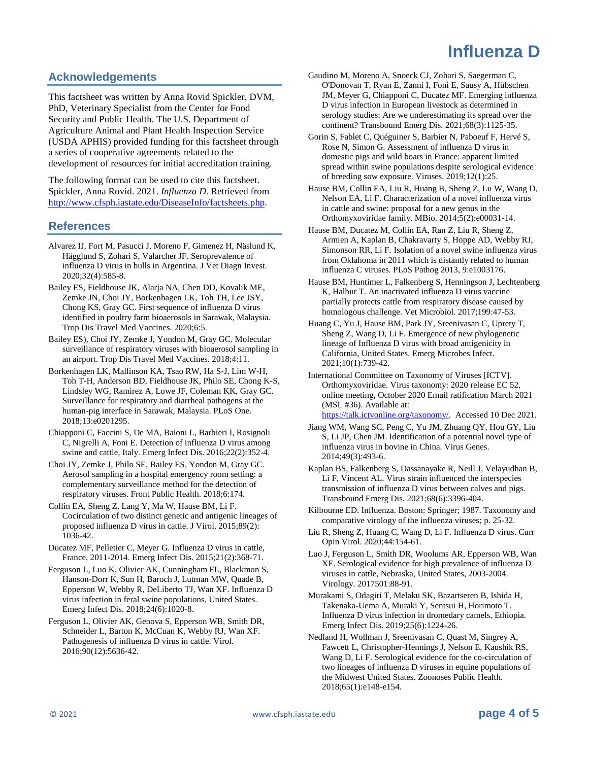## Acknowledgements

This factsheet was written by Anna Rovid Spickler, DVM, PhD, Veterinary Specialist from the Center for Food Security and Public Health. The U.S. Department of Agriculture Animal and Plant Health Inspection Service (USDA APHIS) provided funding for this factsheet through a series of cooperative agreements related to the development of resources for initial accreditation training.

The following format can be used to cite this factsheet. Spickler, Anna Rovid. 2021. *Influenza D*. Retrieved from http://www.cfsph.iastate.edu/DiseaseInfo/factsheets.php.

## References

Alvarez IJ, Fort M, Pasucci J, Moreno F, Gimenez H, Näslund K, Hägglund S, Zohari S, Valarcher JF. Seroprevalence of influenza D virus in bulls in Argentina. J Vet Diagn Invest. 2020;32(4):585-8.

Bailey ES, Fieldhouse JK, Alarja NA, Chen DD, Kovalik ME, Zemke JN, Choi JY, Borkenhagen LK, Toh TH, Lee JSY, Chong KS, Gray GC. First sequence of influenza D virus identified in poultry farm bioaerosols in Sarawak, Malaysia. Trop Dis Travel Med Vaccines. 2020;6:5.

Bailey ES), Choi JY, Zemke J, Yondon M, Gray GC. Molecular surveillance of respiratory viruses with bioaerosol sampling in an airport. Trop Dis Travel Med Vaccines. 2018;4:11.

Borkenhagen LK, Mallinson KA, Tsao RW, Ha S-J, Lim W-H, Toh T-H, Anderson BD, Fieldhouse JK, Philo SE, Chong K-S, Lindsley WG, Ramirez A, Lowe JF, Coleman KK, Gray GC. Surveillance for respiratory and diarrheal pathogens at the human-pig interface in Sarawak, Malaysia. PLoS One. 2018;13:e0201295.

Chiapponi C, Faccini S, De MA, Baioni L, Barbieri I, Rosignoli C, Nigrelli A, Foni E. Detection of influenza D virus among swine and cattle, Italy. Emerg Infect Dis. 2016;22(2):352-4.

Choi JY, Zemke J, Philo SE, Bailey ES, Yondon M, Gray GC. Aerosol sampling in a hospital emergency room setting: a complementary surveillance method for the detection of respiratory viruses. Front Public Health. 2018;6:174.

Collin EA, Sheng Z, Lang Y, Ma W, Hause BM, Li F. Cocirculation of two distinct genetic and antigenic lineages of proposed influenza D virus in cattle. J Virol. 2015;89(2): 1036-42.

Ducatez MF, Pelletier C, Meyer G. Influenza D virus in cattle, France, 2011-2014. Emerg Infect Dis. 2015;21(2):368-71.

Ferguson L, Luo K, Olivier AK, Cunningham FL, Blackmon S, Hanson-Dorr K, Sun H, Baroch J, Lutman MW, Quade B, Epperson W, Webby R, DeLiberto TJ, Wan XF. Influenza D virus infection in feral swine populations, United States. Emerg Infect Dis. 2018;24(6):1020-8.

Ferguson L, Olivier AK, Genova S, Epperson WB, Smith DR, Schneider L, Barton K, McCuan K, Webby RJ, Wan XF. Pathogenesis of influenza D virus in cattle. Virol. 2016;90(12):5636-42.

Gaudino M, Moreno A, Snoeck CJ, Zohari S, Saegerman C, O'Donovan T, Ryan E, Zanni I, Foni E, Sausy A, Hübschen JM, Meyer G, Chiapponi C, Ducatez MF. Emerging influenza D virus infection in European livestock as determined in serology studies: Are we underestimating its spread over the continent? Transbound Emerg Dis. 2021;68(3):1125-35.

Gorin S, Fablet C, Quéguiner S, Barbier N, Paboeuf F, Hervé S, Rose N, Simon G. Assessment of influenza D virus in domestic pigs and wild boars in France: apparent limited spread within swine populations despite serological evidence of breeding sow exposure. Viruses. 2019;12(1):25.

Hause BM, Collin EA, Liu R, Huang B, Sheng Z, Lu W, Wang D, Nelson EA, Li F. Characterization of a novel influenza virus in cattle and swine: proposal for a new genus in the Orthomyxoviridae family. MBio. 2014;5(2):e00031-14.

Hause BM, Ducatez M, Collin EA, Ran Z, Liu R, Sheng Z, Armien A, Kaplan B, Chakravarty S, Hoppe AD, Webby RJ, Simonson RR, Li F. Isolation of a novel swine influenza virus from Oklahoma in 2011 which is distantly related to human influenza C viruses. PLoS Pathog 2013, 9:e1003176.

Hause BM, Huntimer L, Falkenberg S, Henningson J, Lechtenberg K, Halbur T. An inactivated influenza D virus vaccine partially protects cattle from respiratory disease caused by homologous challenge. Vet Microbiol. 2017;199:47-53.

Huang C, Yu J, Hause BM, Park JY, Sreenivasan C, Uprety T, Sheng Z, Wang D, Li F. Emergence of new phylogenetic lineage of Influenza D virus with broad antigenicity in California, United States. Emerg Microbes Infect. 2021;10(1):739-42.

International Committee on Taxonomy of Viruses [ICTV]. Orthomyxoviridae. Virus taxonomy: 2020 release EC 52, online meeting, October 2020 Email ratification March 2021 (MSL #36). Available at: https://talk.ictvonline.org/taxonomy/. Accessed 10 Dec 2021.

Jiang WM, Wang SC, Peng C, Yu JM, Zhuang QY, Hou GY, Liu S, Li JP, Chen JM. Identification of a potential novel type of influenza virus in bovine in China. Virus Genes. 2014;49(3):493-6.

Kaplan BS, Falkenberg S, Dassanayake R, Neill J, Velayudhan B, Li F, Vincent AL. Virus strain influenced the interspecies transmission of influenza D virus between calves and pigs. Transbound Emerg Dis. 2021;68(6):3396-404.

Kilbourne ED. Influenza. Boston: Springer; 1987. Taxonomy and comparative virology of the influenza viruses; p. 25-32.

Liu R, Sheng Z, Huang C, Wang D, Li F. Influenza D virus. Curr Opin Virol. 2020;44:154-61.

Luo J, Ferguson L, Smith DR, Woolums AR, Epperson WB, Wan XF. Serological evidence for high prevalence of influenza D viruses in cattle, Nebraska, United States, 2003-2004. Virology. 2017501:88-91.

Murakami S, Odagiri T, Melaku SK, Bazartseren B, Ishida H, Takenaka-Uema A, Muraki Y, Sentsui H, Horimoto T. Influenza D virus infection in dromedary camels, Ethiopia. Emerg Infect Dis. 2019;25(6):1224-26.

Nedland H, Wollman J, Sreenivasan C, Quast M, Singrey A, Fawcett L, Christopher-Hennings J, Nelson E, Kaushik RS, Wang D, Li F. Serological evidence for the co-circulation of two lineages of influenza D viruses in equine populations of the Midwest United States. Zoonoses Public Health. 2018;65(1):e148-e154.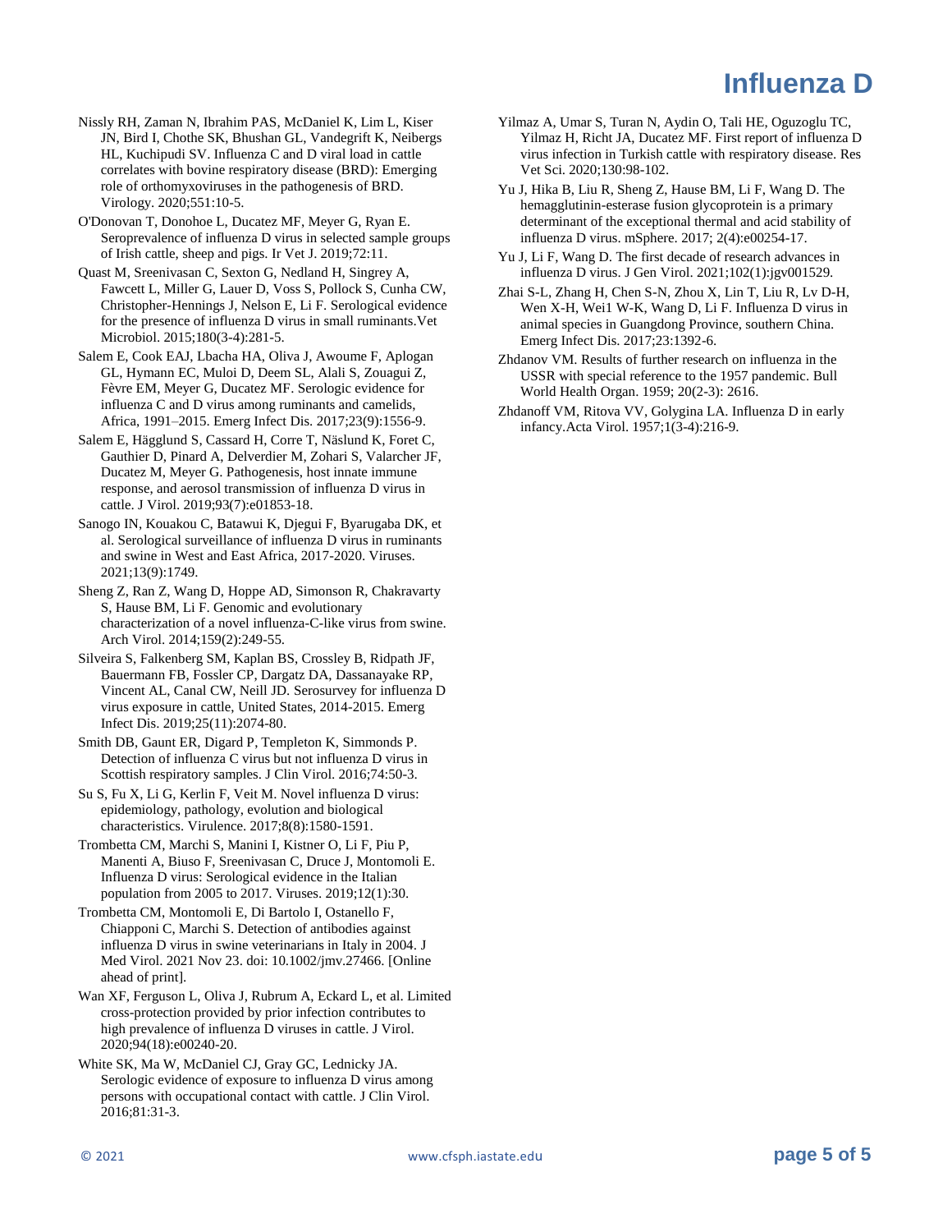Nissly RH, Zaman N, Ibrahim PAS, McDaniel K, Lim L, Kiser JN, Bird I, Chothe SK, Bhushan GL, Vandegrift K, Neibergs HL, Kuchipudi SV. Influenza C and D viral load in cattle correlates with bovine respiratory disease (BRD): Emerging role of orthomyxoviruses in the pathogenesis of BRD. Virology. 2020;551:10-5.

O'Donovan T, Donohoe L, Ducatez MF, Meyer G, Ryan E. Seroprevalence of influenza D virus in selected sample groups of Irish cattle, sheep and pigs. Ir Vet J. 2019;72:11.

Quast M, Sreenivasan C, Sexton G, Nedland H, Singrey A, Fawcett L, Miller G, Lauer D, Voss S, Pollock S, Cunha CW, Christopher-Hennings J, Nelson E, Li F. Serological evidence for the presence of influenza D virus in small ruminants.Vet Microbiol. 2015;180(3-4):281-5.

Salem E, Cook EAJ, Lbacha HA, Oliva J, Awoume F, Aplogan GL, Hymann EC, Muloi D, Deem SL, Alali S, Zouagui Z, Fèvre EM, Meyer G, Ducatez MF. Serologic evidence for influenza C and D virus among ruminants and camelids, Africa, 1991–2015. Emerg Infect Dis. 2017;23(9):1556-9.

Salem E, Hägglund S, Cassard H, Corre T, Näslund K, Foret C, Gauthier D, Pinard A, Delverdier M, Zohari S, Valarcher JF, Ducatez M, Meyer G. Pathogenesis, host innate immune response, and aerosol transmission of influenza D virus in cattle. J Virol. 2019;93(7):e01853-18.

Sanogo IN, Kouakou C, Batawui K, Djegui F, Byarugaba DK, et al. Serological surveillance of influenza D virus in ruminants and swine in West and East Africa, 2017-2020. Viruses. 2021;13(9):1749.

Sheng Z, Ran Z, Wang D, Hoppe AD, Simonson R, Chakravarty S, Hause BM, Li F. Genomic and evolutionary characterization of a novel influenza-C-like virus from swine. Arch Virol. 2014;159(2):249-55.

Silveira S, Falkenberg SM, Kaplan BS, Crossley B, Ridpath JF, Bauermann FB, Fossler CP, Dargatz DA, Dassanayake RP, Vincent AL, Canal CW, Neill JD. Serosurvey for influenza D virus exposure in cattle, United States, 2014-2015. Emerg Infect Dis. 2019;25(11):2074-80.

Smith DB, Gaunt ER, Digard P, Templeton K, Simmonds P. Detection of influenza C virus but not influenza D virus in Scottish respiratory samples. J Clin Virol. 2016;74:50-3.

Su S, Fu X, Li G, Kerlin F, Veit M. Novel influenza D virus: epidemiology, pathology, evolution and biological characteristics. Virulence. 2017;8(8):1580-1591.

Trombetta CM, Marchi S, Manini I, Kistner O, Li F, Piu P, Manenti A, Biuso F, Sreenivasan C, Druce J, Montomoli E. Influenza D virus: Serological evidence in the Italian population from 2005 to 2017. Viruses. 2019;12(1):30.

Trombetta CM, Montomoli E, Di Bartolo I, Ostanello F, Chiapponi C, Marchi S. Detection of antibodies against influenza D virus in swine veterinarians in Italy in 2004. J Med Virol. 2021 Nov 23. doi: 10.1002/jmv.27466. [Online ahead of print].

Wan XF, Ferguson L, Oliva J, Rubrum A, Eckard L, et al. Limited cross-protection provided by prior infection contributes to high prevalence of influenza D viruses in cattle. J Virol. 2020;94(18):e00240-20.

White SK, Ma W, McDaniel CJ, Gray GC, Lednicky JA. Serologic evidence of exposure to influenza D virus among persons with occupational contact with cattle. J Clin Virol. 2016;81:31-3.

Yilmaz A, Umar S, Turan N, Aydin O, Tali HE, Oguzoglu TC, Yilmaz H, Richt JA, Ducatez MF. First report of influenza D virus infection in Turkish cattle with respiratory disease. Res Vet Sci. 2020;130:98-102.

Yu J, Hika B, Liu R, Sheng Z, Hause BM, Li F, Wang D. The hemagglutinin-esterase fusion glycoprotein is a primary determinant of the exceptional thermal and acid stability of influenza D virus. mSphere. 2017; 2(4):e00254-17.

Yu J, Li F, Wang D. The first decade of research advances in influenza D virus. J Gen Virol. 2021;102(1):jgv001529.

Zhai S-L, Zhang H, Chen S-N, Zhou X, Lin T, Liu R, Lv D-H, Wen X-H, Wei1 W-K, Wang D, Li F. Influenza D virus in animal species in Guangdong Province, southern China. Emerg Infect Dis. 2017;23:1392-6.

Zhdanov VM. Results of further research on influenza in the USSR with special reference to the 1957 pandemic. Bull World Health Organ. 1959; 20(2-3): 2616.

Zhdanoff VM, Ritova VV, Golygina LA. Influenza D in early infancy.Acta Virol. 1957;1(3-4):216-9.